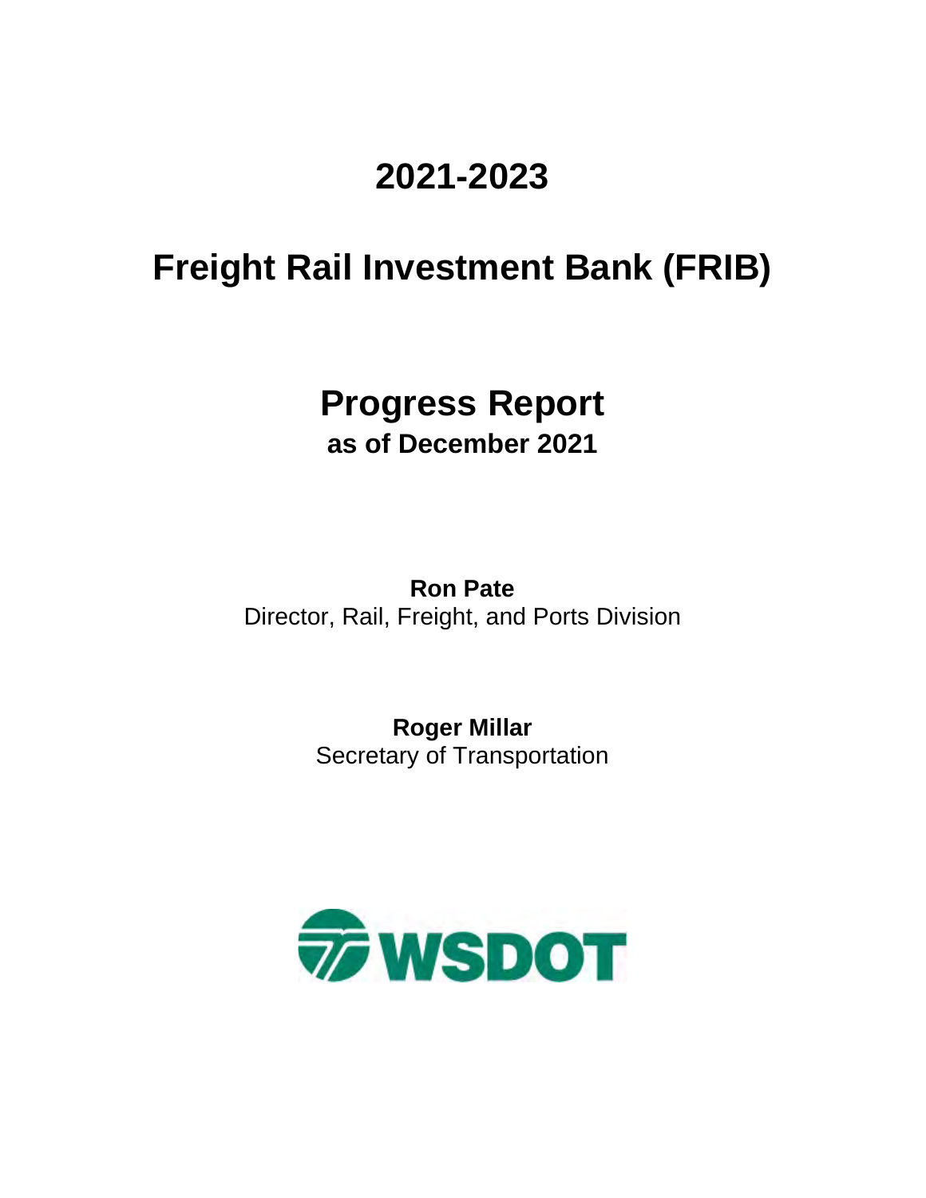# 2021-2023

# Freight Rail Investment Bank (FRIB)

## Progress Report

### as of December 2021

**Ron Pate**
Director, Rail, Freight, and Ports Division

**Roger Millar**
Secretary of Transportation

WSDOT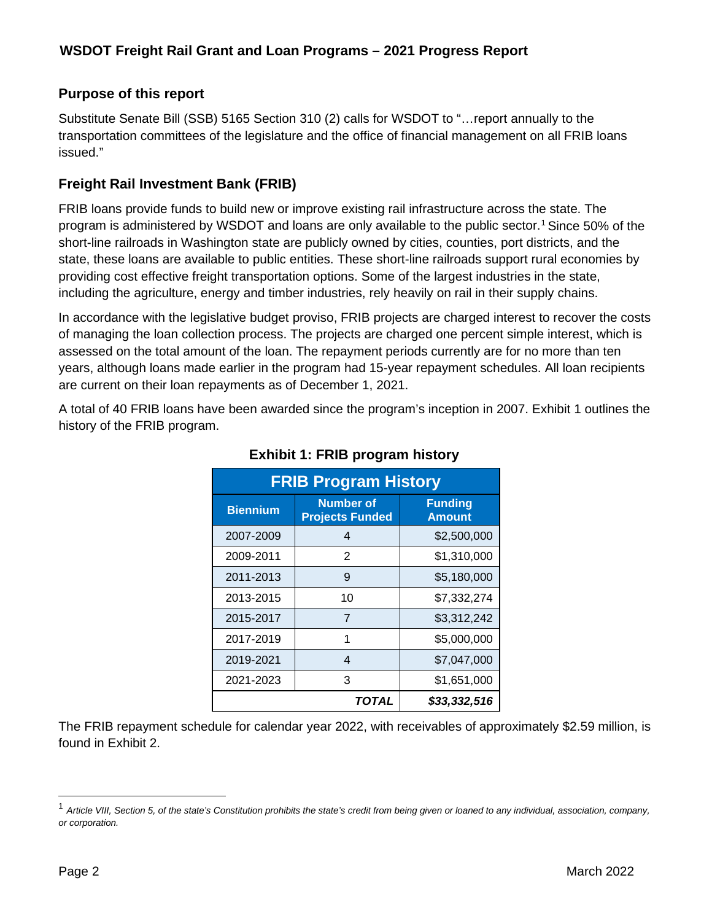## Purpose of this report

Substitute Senate Bill (SSB) 5165 Section 310 (2) calls for WSDOT to "…report annually to the transportation committees of the legislature and the office of financial management on all FRIB loans issued."

## Freight Rail Investment Bank (FRIB)

FRIB loans provide funds to build new or improve existing rail infrastructure across the state. The program is administered by WSDOT and loans are only available to the public sector.[1] Since 50% of the short-line railroads in Washington state are publicly owned by cities, counties, port districts, and the state, these loans are available to public entities. These short-line railroads support rural economies by providing cost effective freight transportation options. Some of the largest industries in the state, including the agriculture, energy and timber industries, rely heavily on rail in their supply chains.

In accordance with the legislative budget proviso, FRIB projects are charged interest to recover the costs of managing the loan collection process. The projects are charged one percent simple interest, which is assessed on the total amount of the loan. The repayment periods currently are for no more than ten years, although loans made earlier in the program had 15-year repayment schedules. All loan recipients are current on their loan repayments as of December 1, 2021.

A total of 40 FRIB loans have been awarded since the program's inception in 2007. Exhibit 1 outlines the history of the FRIB program.

**Exhibit 1: FRIB program history**

| FRIB Program History | | |
|---|---|---|
| **Biennium** | **Number of Projects Funded** | **Funding Amount** |
| 2007-2009 | 4 | $2,500,000 |
| 2009-2011 | 2 | $1,310,000 |
| 2011-2013 | 9 | $5,180,000 |
| 2013-2015 | 10 | $7,332,274 |
| 2015-2017 | 7 | $3,312,242 |
| 2017-2019 | 1 | $5,000,000 |
| 2019-2021 | 4 | $7,047,000 |
| 2021-2023 | 3 | $1,651,000 |
| | ***TOTAL*** | ***$33,332,516*** |

The FRIB repayment schedule for calendar year 2022, with receivables of approximately $2.59 million, is found in Exhibit 2.

[1] *Article VIII, Section 5, of the state's Constitution prohibits the state's credit from being given or loaned to any individual, association, company, or corporation.*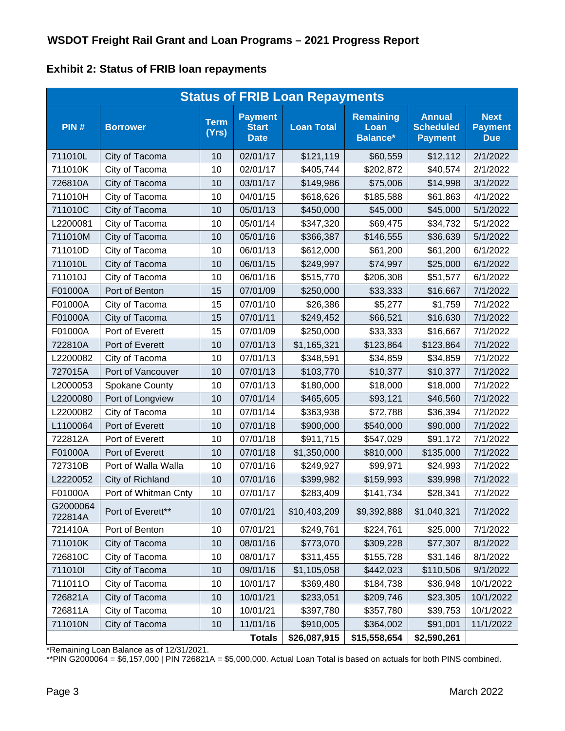## Exhibit 2: Status of FRIB loan repayments

| Status of FRIB Loan Repayments | | | | | | | |
|---|---|---|---|---|---|---|---|
| PIN # | Borrower | Term (Yrs) | Payment Start Date | Loan Total | Remaining Loan Balance* | Annual Scheduled Payment | Next Payment Due |
| 711010L | City of Tacoma | 10 | 02/01/17 | $121,119 | $60,559 | $12,112 | 2/1/2022 |
| 711010K | City of Tacoma | 10 | 02/01/17 | $405,744 | $202,872 | $40,574 | 2/1/2022 |
| 726810A | City of Tacoma | 10 | 03/01/17 | $149,986 | $75,006 | $14,998 | 3/1/2022 |
| 711010H | City of Tacoma | 10 | 04/01/15 | $618,626 | $185,588 | $61,863 | 4/1/2022 |
| 711010C | City of Tacoma | 10 | 05/01/13 | $450,000 | $45,000 | $45,000 | 5/1/2022 |
| L2200081 | City of Tacoma | 10 | 05/01/14 | $347,320 | $69,475 | $34,732 | 5/1/2022 |
| 711010M | City of Tacoma | 10 | 05/01/16 | $366,387 | $146,555 | $36,639 | 5/1/2022 |
| 711010D | City of Tacoma | 10 | 06/01/13 | $612,000 | $61,200 | $61,200 | 6/1/2022 |
| 711010L | City of Tacoma | 10 | 06/01/15 | $249,997 | $74,997 | $25,000 | 6/1/2022 |
| 711010J | City of Tacoma | 10 | 06/01/16 | $515,770 | $206,308 | $51,577 | 6/1/2022 |
| F01000A | Port of Benton | 15 | 07/01/09 | $250,000 | $33,333 | $16,667 | 7/1/2022 |
| F01000A | City of Tacoma | 15 | 07/01/10 | $26,386 | $5,277 | $1,759 | 7/1/2022 |
| F01000A | City of Tacoma | 15 | 07/01/11 | $249,452 | $66,521 | $16,630 | 7/1/2022 |
| F01000A | Port of Everett | 15 | 07/01/09 | $250,000 | $33,333 | $16,667 | 7/1/2022 |
| 722810A | Port of Everett | 10 | 07/01/13 | $1,165,321 | $123,864 | $123,864 | 7/1/2022 |
| L2200082 | City of Tacoma | 10 | 07/01/13 | $348,591 | $34,859 | $34,859 | 7/1/2022 |
| 727015A | Port of Vancouver | 10 | 07/01/13 | $103,770 | $10,377 | $10,377 | 7/1/2022 |
| L2000053 | Spokane County | 10 | 07/01/13 | $180,000 | $18,000 | $18,000 | 7/1/2022 |
| L2200080 | Port of Longview | 10 | 07/01/14 | $465,605 | $93,121 | $46,560 | 7/1/2022 |
| L2200082 | City of Tacoma | 10 | 07/01/14 | $363,938 | $72,788 | $36,394 | 7/1/2022 |
| L1100064 | Port of Everett | 10 | 07/01/18 | $900,000 | $540,000 | $90,000 | 7/1/2022 |
| 722812A | Port of Everett | 10 | 07/01/18 | $911,715 | $547,029 | $91,172 | 7/1/2022 |
| F01000A | Port of Everett | 10 | 07/01/18 | $1,350,000 | $810,000 | $135,000 | 7/1/2022 |
| 727310B | Port of Walla Walla | 10 | 07/01/16 | $249,927 | $99,971 | $24,993 | 7/1/2022 |
| L2220052 | City of Richland | 10 | 07/01/16 | $399,982 | $159,993 | $39,998 | 7/1/2022 |
| F01000A | Port of Whitman Cnty | 10 | 07/01/17 | $283,409 | $141,734 | $28,341 | 7/1/2022 |
| G2000064 722814A | Port of Everett** | 10 | 07/01/21 | $10,403,209 | $9,392,888 | $1,040,321 | 7/1/2022 |
| 721410A | Port of Benton | 10 | 07/01/21 | $249,761 | $224,761 | $25,000 | 7/1/2022 |
| 711010K | City of Tacoma | 10 | 08/01/16 | $773,070 | $309,228 | $77,307 | 8/1/2022 |
| 726810C | City of Tacoma | 10 | 08/01/17 | $311,455 | $155,728 | $31,146 | 8/1/2022 |
| 711010I | City of Tacoma | 10 | 09/01/16 | $1,105,058 | $442,023 | $110,506 | 9/1/2022 |
| 711011O | City of Tacoma | 10 | 10/01/17 | $369,480 | $184,738 | $36,948 | 10/1/2022 |
| 726821A | City of Tacoma | 10 | 10/01/21 | $233,051 | $209,746 | $23,305 | 10/1/2022 |
| 726811A | City of Tacoma | 10 | 10/01/21 | $397,780 | $357,780 | $39,753 | 10/1/2022 |
| 711010N | City of Tacoma | 10 | 11/01/16 | $910,005 | $364,002 | $91,001 | 11/1/2022 |
| | | | **Totals** | **$26,087,915** | **$15,558,654** | **$2,590,261** | |

*Remaining Loan Balance as of 12/31/2021.

**PIN G2000064 = $6,157,000 | PIN 726821A = $5,000,000. Actual Loan Total is based on actuals for both PINS combined.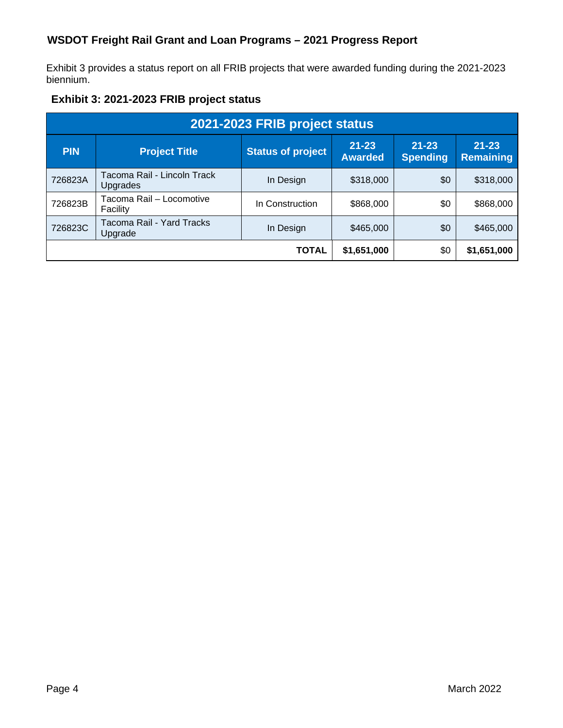## WSDOT Freight Rail Grant and Loan Programs – 2021 Progress Report

Exhibit 3 provides a status report on all FRIB projects that were awarded funding during the 2021-2023 biennium.

### Exhibit 3: 2021-2023 FRIB project status

| 2021-2023 FRIB project status | | | | | |
|---|---|---|---|---|---|
| **PIN** | **Project Title** | **Status of project** | **21-23 Awarded** | **21-23 Spending** | **21-23 Remaining** |
| 726823A | Tacoma Rail - Lincoln Track Upgrades | In Design | $318,000 | $0 | $318,000 |
| 726823B | Tacoma Rail – Locomotive Facility | In Construction | $868,000 | $0 | $868,000 |
| 726823C | Tacoma Rail - Yard Tracks Upgrade | In Design | $465,000 | $0 | $465,000 |
| | | **TOTAL** | **$1,651,000** | $0 | **$1,651,000** |